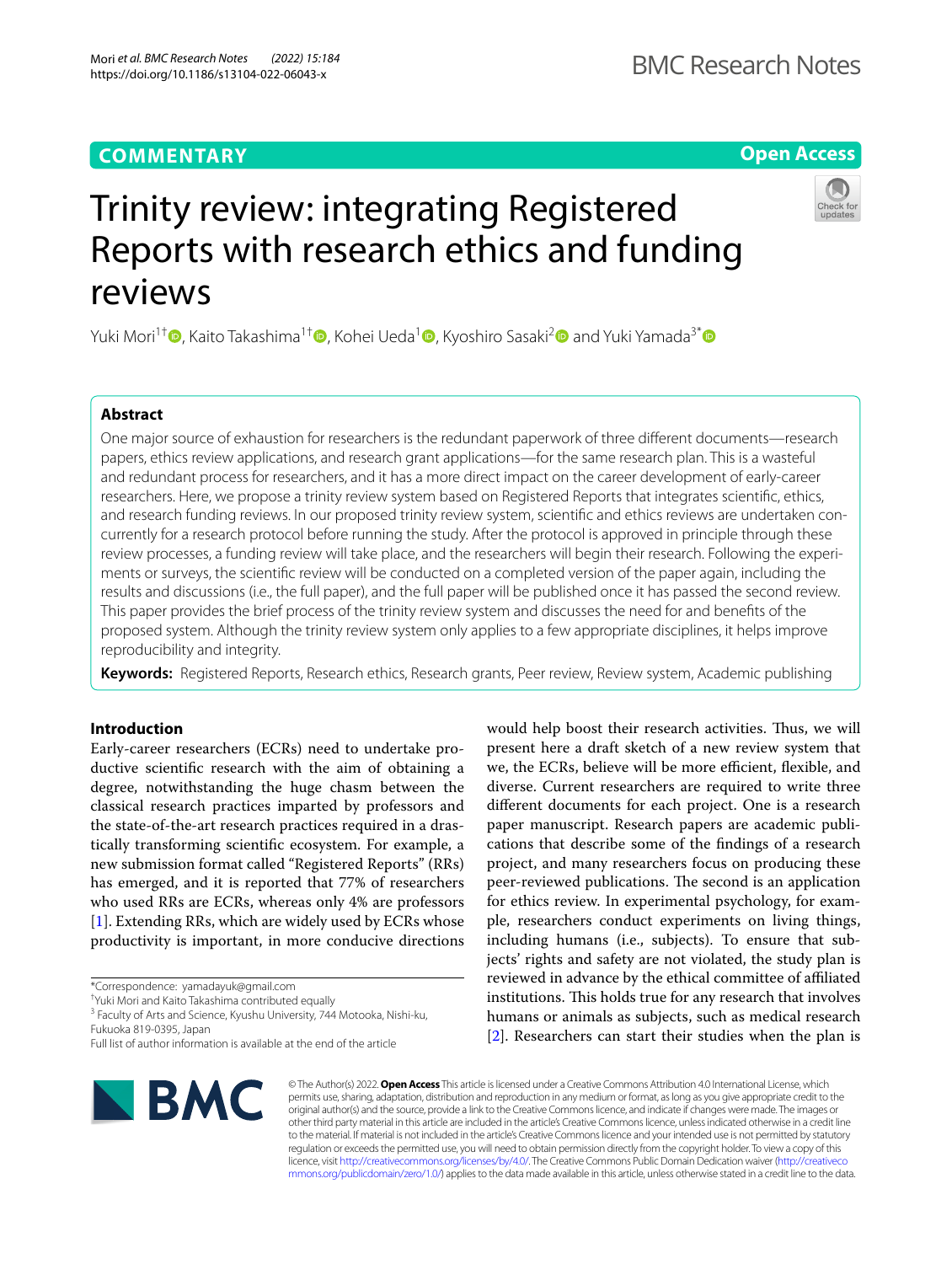COMMENTARY

Open Access

# Trinity review: integrating Registered Reports with research ethics and funding reviews

Yuki Mori[1†], Kaito Takashima[1†], Kohei Ueda[1], Kyoshiro Sasaki[2] and Yuki Yamada[3*]

## Abstract

One major source of exhaustion for researchers is the redundant paperwork of three different documents—research papers, ethics review applications, and research grant applications—for the same research plan. This is a wasteful and redundant process for researchers, and it has a more direct impact on the career development of early-career researchers. Here, we propose a trinity review system based on Registered Reports that integrates scientific, ethics, and research funding reviews. In our proposed trinity review system, scientific and ethics reviews are undertaken concurrently for a research protocol before running the study. After the protocol is approved in principle through these review processes, a funding review will take place, and the researchers will begin their research. Following the experiments or surveys, the scientific review will be conducted on a completed version of the paper again, including the results and discussions (i.e., the full paper), and the full paper will be published once it has passed the second review. This paper provides the brief process of the trinity review system and discusses the need for and benefits of the proposed system. Although the trinity review system only applies to a few appropriate disciplines, it helps improve reproducibility and integrity.

**Keywords:** Registered Reports, Research ethics, Research grants, Peer review, Review system, Academic publishing

## Introduction

Early-career researchers (ECRs) need to undertake productive scientific research with the aim of obtaining a degree, notwithstanding the huge chasm between the classical research practices imparted by professors and the state-of-the-art research practices required in a drastically transforming scientific ecosystem. For example, a new submission format called "Registered Reports" (RRs) has emerged, and it is reported that 77% of researchers who used RRs are ECRs, whereas only 4% are professors [1]. Extending RRs, which are widely used by ECRs whose productivity is important, in more conducive directions would help boost their research activities. Thus, we will present here a draft sketch of a new review system that we, the ECRs, believe will be more efficient, flexible, and diverse. Current researchers are required to write three different documents for each project. One is a research paper manuscript. Research papers are academic publications that describe some of the findings of a research project, and many researchers focus on producing these peer-reviewed publications. The second is an application for ethics review. In experimental psychology, for example, researchers conduct experiments on living things, including humans (i.e., subjects). To ensure that subjects' rights and safety are not violated, the study plan is reviewed in advance by the ethical committee of affiliated institutions. This holds true for any research that involves humans or animals as subjects, such as medical research [2]. Researchers can start their studies when the plan is

*Correspondence: yamadayuk@gmail.com

†Yuki Mori and Kaito Takashima contributed equally

[3] Faculty of Arts and Science, Kyushu University, 744 Motooka, Nishi-ku, Fukuoka 819-0395, Japan

Full list of author information is available at the end of the article

© The Author(s) 2022. **Open Access** This article is licensed under a Creative Commons Attribution 4.0 International License, which permits use, sharing, adaptation, distribution and reproduction in any medium or format, as long as you give appropriate credit to the original author(s) and the source, provide a link to the Creative Commons licence, and indicate if changes were made. The images or other third party material in this article are included in the article's Creative Commons licence, unless indicated otherwise in a credit line to the material. If material is not included in the article's Creative Commons licence and your intended use is not permitted by statutory regulation or exceeds the permitted use, you will need to obtain permission directly from the copyright holder. To view a copy of this licence, visit http://creativecommons.org/licenses/by/4.0/. The Creative Commons Public Domain Dedication waiver (http://creativecommons.org/publicdomain/zero/1.0/) applies to the data made available in this article, unless otherwise stated in a credit line to the data.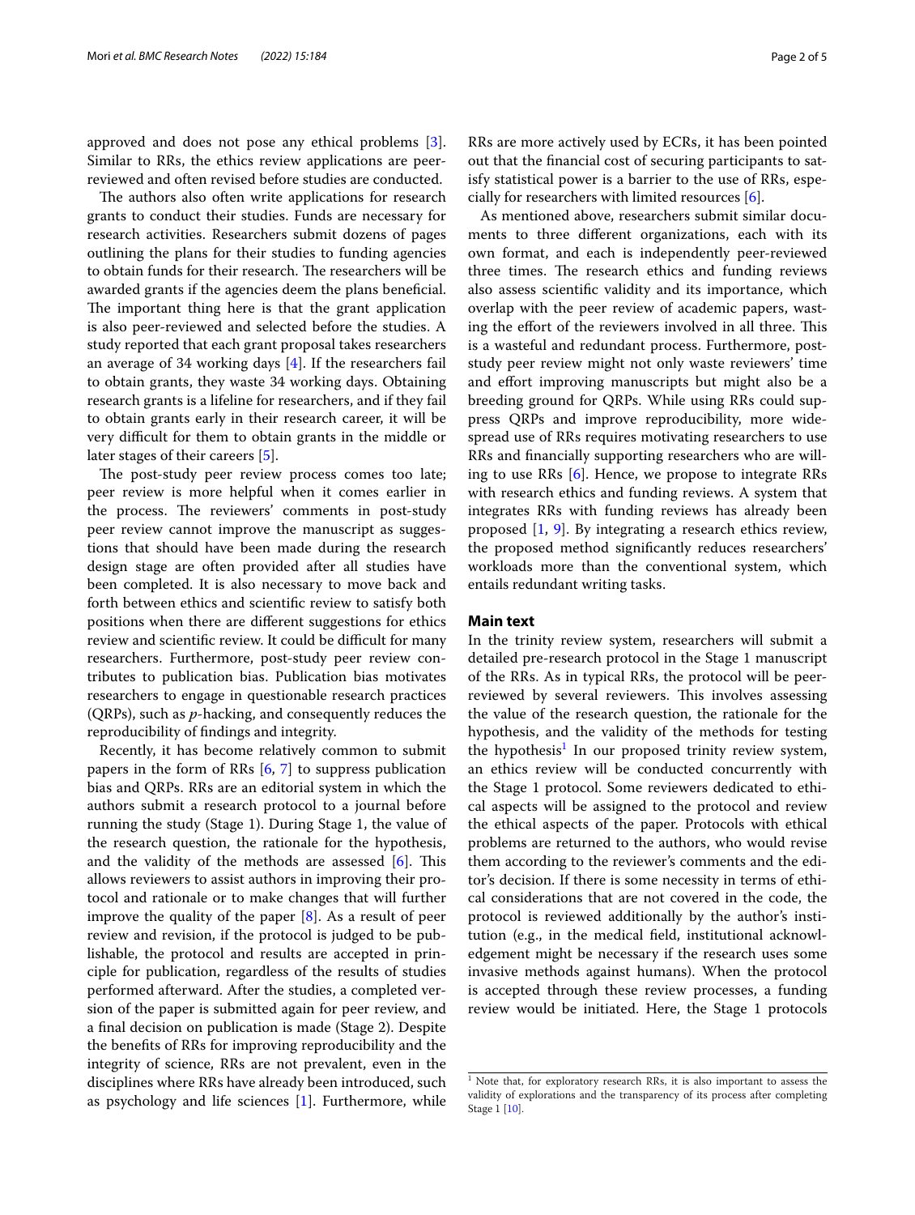approved and does not pose any ethical problems [3]. Similar to RRs, the ethics review applications are peer-reviewed and often revised before studies are conducted.

The authors also often write applications for research grants to conduct their studies. Funds are necessary for research activities. Researchers submit dozens of pages outlining the plans for their studies to funding agencies to obtain funds for their research. The researchers will be awarded grants if the agencies deem the plans beneficial. The important thing here is that the grant application is also peer-reviewed and selected before the studies. A study reported that each grant proposal takes researchers an average of 34 working days [4]. If the researchers fail to obtain grants, they waste 34 working days. Obtaining research grants is a lifeline for researchers, and if they fail to obtain grants early in their research career, it will be very difficult for them to obtain grants in the middle or later stages of their careers [5].

The post-study peer review process comes too late; peer review is more helpful when it comes earlier in the process. The reviewers' comments in post-study peer review cannot improve the manuscript as suggestions that should have been made during the research design stage are often provided after all studies have been completed. It is also necessary to move back and forth between ethics and scientific review to satisfy both positions when there are different suggestions for ethics review and scientific review. It could be difficult for many researchers. Furthermore, post-study peer review contributes to publication bias. Publication bias motivates researchers to engage in questionable research practices (QRPs), such as *p*-hacking, and consequently reduces the reproducibility of findings and integrity.

Recently, it has become relatively common to submit papers in the form of RRs [6, 7] to suppress publication bias and QRPs. RRs are an editorial system in which the authors submit a research protocol to a journal before running the study (Stage 1). During Stage 1, the value of the research question, the rationale for the hypothesis, and the validity of the methods are assessed [6]. This allows reviewers to assist authors in improving their protocol and rationale or to make changes that will further improve the quality of the paper [8]. As a result of peer review and revision, if the protocol is judged to be publishable, the protocol and results are accepted in principle for publication, regardless of the results of studies performed afterward. After the studies, a completed version of the paper is submitted again for peer review, and a final decision on publication is made (Stage 2). Despite the benefits of RRs for improving reproducibility and the integrity of science, RRs are not prevalent, even in the disciplines where RRs have already been introduced, such as psychology and life sciences [1]. Furthermore, while RRs are more actively used by ECRs, it has been pointed out that the financial cost of securing participants to satisfy statistical power is a barrier to the use of RRs, especially for researchers with limited resources [6].

As mentioned above, researchers submit similar documents to three different organizations, each with its own format, and each is independently peer-reviewed three times. The research ethics and funding reviews also assess scientific validity and its importance, which overlap with the peer review of academic papers, wasting the effort of the reviewers involved in all three. This is a wasteful and redundant process. Furthermore, post-study peer review might not only waste reviewers' time and effort improving manuscripts but might also be a breeding ground for QRPs. While using RRs could suppress QRPs and improve reproducibility, more widespread use of RRs requires motivating researchers to use RRs and financially supporting researchers who are willing to use RRs [6]. Hence, we propose to integrate RRs with research ethics and funding reviews. A system that integrates RRs with funding reviews has already been proposed [1, 9]. By integrating a research ethics review, the proposed method significantly reduces researchers' workloads more than the conventional system, which entails redundant writing tasks.

## Main text

In the trinity review system, researchers will submit a detailed pre-research protocol in the Stage 1 manuscript of the RRs. As in typical RRs, the protocol will be peer-reviewed by several reviewers. This involves assessing the value of the research question, the rationale for the hypothesis, and the validity of the methods for testing the hypothesis[1] In our proposed trinity review system, an ethics review will be conducted concurrently with the Stage 1 protocol. Some reviewers dedicated to ethical aspects will be assigned to the protocol and review the ethical aspects of the paper. Protocols with ethical problems are returned to the authors, who would revise them according to the reviewer's comments and the editor's decision. If there is some necessity in terms of ethical considerations that are not covered in the code, the protocol is reviewed additionally by the author's institution (e.g., in the medical field, institutional acknowledgement might be necessary if the research uses some invasive methods against humans). When the protocol is accepted through these review processes, a funding review would be initiated. Here, the Stage 1 protocols

[1] Note that, for exploratory research RRs, it is also important to assess the validity of explorations and the transparency of its process after completing Stage 1 [10].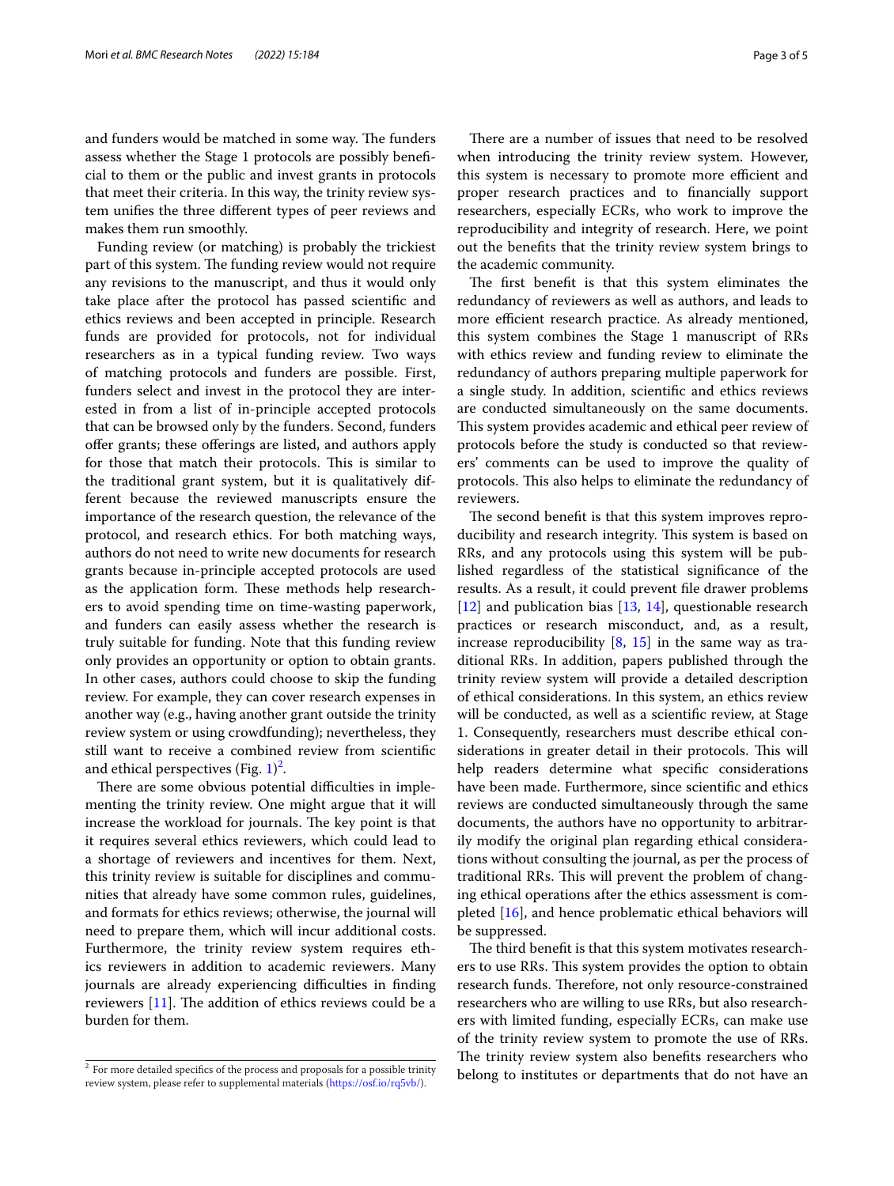and funders would be matched in some way. The funders assess whether the Stage 1 protocols are possibly beneficial to them or the public and invest grants in protocols that meet their criteria. In this way, the trinity review system unifies the three different types of peer reviews and makes them run smoothly.

Funding review (or matching) is probably the trickiest part of this system. The funding review would not require any revisions to the manuscript, and thus it would only take place after the protocol has passed scientific and ethics reviews and been accepted in principle. Research funds are provided for protocols, not for individual researchers as in a typical funding review. Two ways of matching protocols and funders are possible. First, funders select and invest in the protocol they are interested in from a list of in-principle accepted protocols that can be browsed only by the funders. Second, funders offer grants; these offerings are listed, and authors apply for those that match their protocols. This is similar to the traditional grant system, but it is qualitatively different because the reviewed manuscripts ensure the importance of the research question, the relevance of the protocol, and research ethics. For both matching ways, authors do not need to write new documents for research grants because in-principle accepted protocols are used as the application form. These methods help researchers to avoid spending time on time-wasting paperwork, and funders can easily assess whether the research is truly suitable for funding. Note that this funding review only provides an opportunity or option to obtain grants. In other cases, authors could choose to skip the funding review. For example, they can cover research expenses in another way (e.g., having another grant outside the trinity review system or using crowdfunding); nevertheless, they still want to receive a combined review from scientific and ethical perspectives (Fig. 1)[2].

There are some obvious potential difficulties in implementing the trinity review. One might argue that it will increase the workload for journals. The key point is that it requires several ethics reviewers, which could lead to a shortage of reviewers and incentives for them. Next, this trinity review is suitable for disciplines and communities that already have some common rules, guidelines, and formats for ethics reviews; otherwise, the journal will need to prepare them, which will incur additional costs. Furthermore, the trinity review system requires ethics reviewers in addition to academic reviewers. Many journals are already experiencing difficulties in finding reviewers [11]. The addition of ethics reviews could be a burden for them.

There are a number of issues that need to be resolved when introducing the trinity review system. However, this system is necessary to promote more efficient and proper research practices and to financially support researchers, especially ECRs, who work to improve the reproducibility and integrity of research. Here, we point out the benefits that the trinity review system brings to the academic community.

The first benefit is that this system eliminates the redundancy of reviewers as well as authors, and leads to more efficient research practice. As already mentioned, this system combines the Stage 1 manuscript of RRs with ethics review and funding review to eliminate the redundancy of authors preparing multiple paperwork for a single study. In addition, scientific and ethics reviews are conducted simultaneously on the same documents. This system provides academic and ethical peer review of protocols before the study is conducted so that reviewers' comments can be used to improve the quality of protocols. This also helps to eliminate the redundancy of reviewers.

The second benefit is that this system improves reproducibility and research integrity. This system is based on RRs, and any protocols using this system will be published regardless of the statistical significance of the results. As a result, it could prevent file drawer problems [12] and publication bias [13, 14], questionable research practices or research misconduct, and, as a result, increase reproducibility [8, 15] in the same way as traditional RRs. In addition, papers published through the trinity review system will provide a detailed description of ethical considerations. In this system, an ethics review will be conducted, as well as a scientific review, at Stage 1. Consequently, researchers must describe ethical considerations in greater detail in their protocols. This will help readers determine what specific considerations have been made. Furthermore, since scientific and ethics reviews are conducted simultaneously through the same documents, the authors have no opportunity to arbitrarily modify the original plan regarding ethical considerations without consulting the journal, as per the process of traditional RRs. This will prevent the problem of changing ethical operations after the ethics assessment is completed [16], and hence problematic ethical behaviors will be suppressed.

The third benefit is that this system motivates researchers to use RRs. This system provides the option to obtain research funds. Therefore, not only resource-constrained researchers who are willing to use RRs, but also researchers with limited funding, especially ECRs, can make use of the trinity review system to promote the use of RRs. The trinity review system also benefits researchers who belong to institutes or departments that do not have an

[2] For more detailed specifics of the process and proposals for a possible trinity review system, please refer to supplemental materials (https://osf.io/rq5vb/).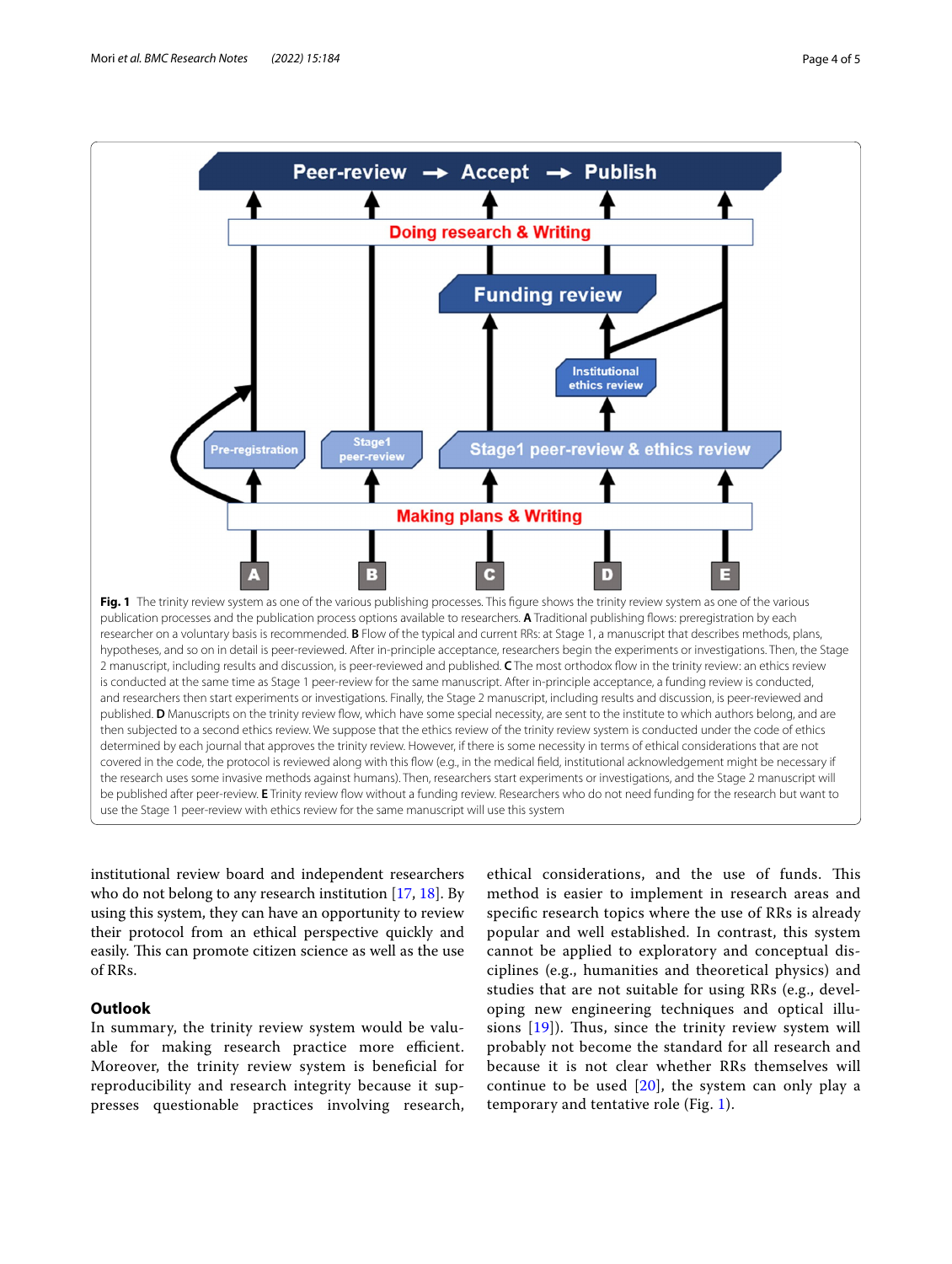**Fig. 1** The trinity review system as one of the various publishing processes. This figure shows the trinity review system as one of the various publication processes and the publication process options available to researchers. **A** Traditional publishing flows: preregistration by each researcher on a voluntary basis is recommended. **B** Flow of the typical and current RRs: at Stage 1, a manuscript that describes methods, plans, hypotheses, and so on in detail is peer-reviewed. After in-principle acceptance, researchers begin the experiments or investigations. Then, the Stage 2 manuscript, including results and discussion, is peer-reviewed and published. **C** The most orthodox flow in the trinity review: an ethics review is conducted at the same time as Stage 1 peer-review for the same manuscript. After in-principle acceptance, a funding review is conducted, and researchers then start experiments or investigations. Finally, the Stage 2 manuscript, including results and discussion, is peer-reviewed and published. **D** Manuscripts on the trinity review flow, which have some special necessity, are sent to the institute to which authors belong, and are then subjected to a second ethics review. We suppose that the ethics review of the trinity review system is conducted under the code of ethics determined by each journal that approves the trinity review. However, if there is some necessity in terms of ethical considerations that are not covered in the code, the protocol is reviewed along with this flow (e.g., in the medical field, institutional acknowledgement might be necessary if the research uses some invasive methods against humans). Then, researchers start experiments or investigations, and the Stage 2 manuscript will be published after peer-review. **E** Trinity review flow without a funding review. Researchers who do not need funding for the research but want to use the Stage 1 peer-review with ethics review for the same manuscript will use this system

institutional review board and independent researchers who do not belong to any research institution [17, 18]. By using this system, they can have an opportunity to review their protocol from an ethical perspective quickly and easily. This can promote citizen science as well as the use of RRs.

## Outlook

In summary, the trinity review system would be valuable for making research practice more efficient. Moreover, the trinity review system is beneficial for reproducibility and research integrity because it suppresses questionable practices involving research, ethical considerations, and the use of funds. This method is easier to implement in research areas and specific research topics where the use of RRs is already popular and well established. In contrast, this system cannot be applied to exploratory and conceptual disciplines (e.g., humanities and theoretical physics) and studies that are not suitable for using RRs (e.g., developing new engineering techniques and optical illusions [19]). Thus, since the trinity review system will probably not become the standard for all research and because it is not clear whether RRs themselves will continue to be used [20], the system can only play a temporary and tentative role (Fig. 1).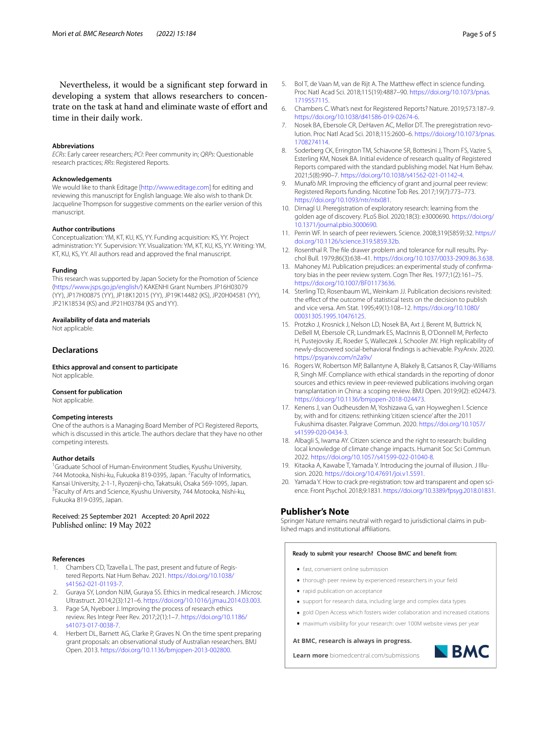Nevertheless, it would be a significant step forward in developing a system that allows researchers to concentrate on the task at hand and eliminate waste of effort and time in their daily work.

**Abbreviations**

*ECRs*: Early career researchers; *PCI*: Peer community in; *QRPs*: Questionable research practices; *RRs*: Registered Reports.

**Acknowledgements**

We would like to thank Editage [http://www.editage.com] for editing and reviewing this manuscript for English language. We also wish to thank Dr. Jacqueline Thompson for suggestive comments on the earlier version of this manuscript.

**Author contributions**

Conceptualization: YM, KT, KU, KS, YY. Funding acquisition: KS, YY. Project administration: YY. Supervision: YY. Visualization: YM, KT, KU, KS, YY. Writing: YM, KT, KU, KS, YY. All authors read and approved the final manuscript.

**Funding**

This research was supported by Japan Society for the Promotion of Science (https://www.jsps.go.jp/english/) KAKENHI Grant Numbers JP16H03079 (YY), JP17H00875 (YY), JP18K12015 (YY), JP19K14482 (KS), JP20H04581 (YY), JP21K18534 (KS) and JP21H03784 (KS and YY).

**Availability of data and materials**

Not applicable.

## Declarations

**Ethics approval and consent to participate**

Not applicable.

**Consent for publication**

Not applicable.

**Competing interests**

One of the authors is a Managing Board Member of PCI Registered Reports, which is discussed in this article. The authors declare that they have no other competing interests.

**Author details**

[1]Graduate School of Human-Environment Studies, Kyushu University, 744 Motooka, Nishi-ku, Fukuoka 819-0395, Japan. [2]Faculty of Informatics, Kansai University, 2-1-1, Ryozenji-cho, Takatsuki, Osaka 569-1095, Japan. [3]Faculty of Arts and Science, Kyushu University, 744 Motooka, Nishi-ku, Fukuoka 819-0395, Japan.

Received: 25 September 2021 Accepted: 20 April 2022
Published online: 19 May 2022

**References**

1. Chambers CD, Tzavella L. The past, present and future of Registered Reports. Nat Hum Behav. 2021. https://doi.org/10.1038/s41562-021-01193-7.
2. Guraya SY, London NJM, Guraya SS. Ethics in medical research. J Microsc Ultrastruct. 2014;2(3):121–6. https://doi.org/10.1016/j.jmau.2014.03.003.
3. Page SA, Nyeboer J. Improving the process of research ethics review. Res Integr Peer Rev. 2017;2(1):1–7. https://doi.org/10.1186/s41073-017-0038-7.
4. Herbert DL, Barnett AG, Clarke P, Graves N. On the time spent preparing grant proposals: an observational study of Australian researchers. BMJ Open. 2013. https://doi.org/10.1136/bmjopen-2013-002800.
5. Bol T, de Vaan M, van de Rijt A. The Matthew effect in science funding. Proc Natl Acad Sci. 2018;115(19):4887–90. https://doi.org/10.1073/pnas.1719557115.
6. Chambers C. What's next for Registered Reports? Nature. 2019;573:187–9. https://doi.org/10.1038/d41586-019-02674-6.
7. Nosek BA, Ebersole CR, DeHaven AC, Mellor DT. The preregistration revolution. Proc Natl Acad Sci. 2018;115:2600–6. https://doi.org/10.1073/pnas.1708274114.
8. Soderberg CK, Errington TM, Schiavone SR, Bottesini J, Thorn FS, Vazire S, Esterling KM, Nosek BA. Initial evidence of research quality of Registered Reports compared with the standard publishing model. Nat Hum Behav. 2021;5(8):990–7. https://doi.org/10.1038/s41562-021-01142-4.
9. Munafò MR. Improving the efficiency of grant and journal peer review: Registered Reports funding. Nicotine Tob Res. 2017;19(7):773–773. https://doi.org/10.1093/ntr/ntx081.
10. Dirnagl U. Preregistration of exploratory research: learning from the golden age of discovery. PLoS Biol. 2020;18(3): e3000690. https://doi.org/10.1371/journal.pbio.3000690.
11. Perrin WF. In search of peer reviewers. Science. 2008;319(5859):32. https://doi.org/10.1126/science.319.5859.32b.
12. Rosenthal R. The file drawer problem and tolerance for null results. Psychol Bull. 1979;86(3):638–41. https://doi.org/10.1037/0033-2909.86.3.638.
13. Mahoney MJ. Publication prejudices: an experimental study of confirmatory bias in the peer review system. Cogn Ther Res. 1977;1(2):161–75. https://doi.org/10.1007/BF01173636.
14. Sterling TD, Rosenbaum WL, Weinkam JJ. Publication decisions revisited: the effect of the outcome of statistical tests on the decision to publish and vice versa. Am Stat. 1995;49(1):108–12. https://doi.org/10.1080/00031305.1995.10476125.
15. Protzko J, Krosnick J, Nelson LD, Nosek BA, Axt J, Berent M, Buttrick N, DeBell M, Ebersole CR, Lundmark ES, MacInnis B, O'Donnell M, Perfecto H, Pustejovsky JE, Roeder S, Walleczek J, Schooler JW. High replicability of newly-discovered social-behavioral findings is achievable. PsyArXiv. 2020. https://psyarxiv.com/n2a9x/
16. Rogers W, Robertson MP, Ballantyne A, Blakely B, Catsanos R, Clay-Williams R, Singh MF. Compliance with ethical standards in the reporting of donor sources and ethics review in peer-reviewed publications involving organ transplantation in China: a scoping review. BMJ Open. 2019;9(2): e024473. https://doi.org/10.1136/bmjopen-2018-024473.
17. Kenens J, van Oudheusden M, Yoshizawa G, van Hoyweghen I. Science by, with and for citizens: rethinking 'citizen science' after the 2011 Fukushima disaster. Palgrave Commun. 2020. https://doi.org/10.1057/s41599-020-0434-3.
18. Albagli S, Iwama AY. Citizen science and the right to research: building local knowledge of climate change impacts. Humanit Soc Sci Commun. 2022. https://doi.org/10.1057/s41599-022-01040-8.
19. Kitaoka A, Kawabe T, Yamada Y. Introducing the journal of illusion. J Illusion. 2020. https://doi.org/10.47691/joi.v1.5591.
20. Yamada Y. How to crack pre-registration: tow ard transparent and open science. Front Psychol. 2018;9:1831. https://doi.org/10.3389/fpsyg.2018.01831.

## Publisher's Note

Springer Nature remains neutral with regard to jurisdictional claims in published maps and institutional affiliations.

Ready to submit your research? Choose BMC and benefit from:

- fast, convenient online submission
- thorough peer review by experienced researchers in your field
- rapid publication on acceptance
- support for research data, including large and complex data types
- gold Open Access which fosters wider collaboration and increased citations
- maximum visibility for your research: over 100M website views per year

**At BMC, research is always in progress.**

**Learn more** biomedcentral.com/submissions

BMC